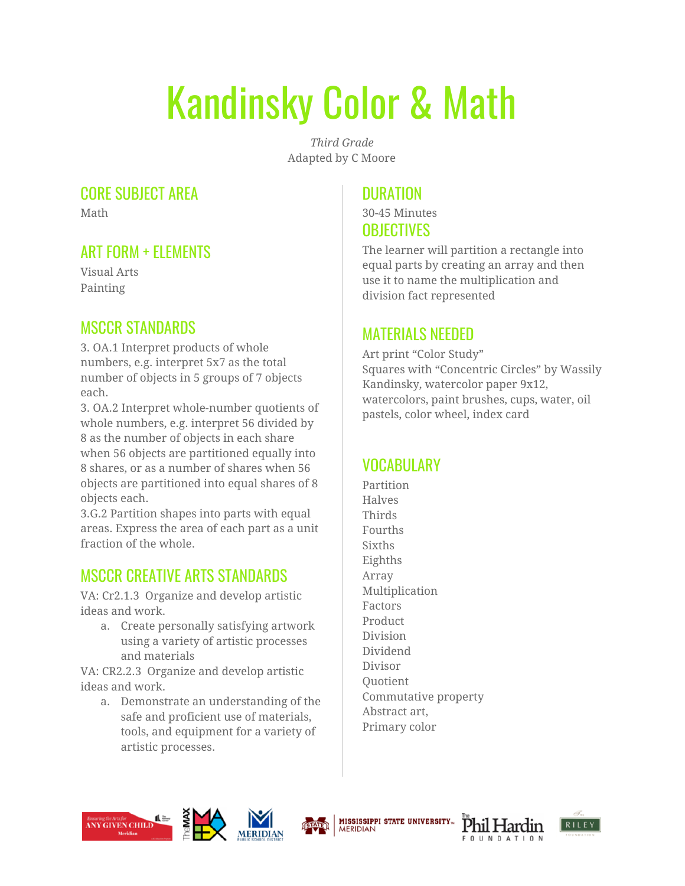# Kandinsky Color & Math

*Third Grade*
Adapted by C Moore

## CORE SUBJECT AREA

Math

## ART FORM + ELEMENTS

Visual Arts
Painting

## MSCCR STANDARDS

3. OA.1 Interpret products of whole numbers, e.g. interpret 5x7 as the total number of objects in 5 groups of 7 objects each.
3. OA.2 Interpret whole-number quotients of whole numbers, e.g. interpret 56 divided by 8 as the number of objects in each share when 56 objects are partitioned equally into 8 shares, or as a number of shares when 56 objects are partitioned into equal shares of 8 objects each.
3.G.2 Partition shapes into parts with equal areas. Express the area of each part as a unit fraction of the whole.

## MSCCR CREATIVE ARTS STANDARDS

VA: Cr2.1.3 Organize and develop artistic ideas and work.

a. Create personally satisfying artwork using a variety of artistic processes and materials

VA: CR2.2.3 Organize and develop artistic ideas and work.

a. Demonstrate an understanding of the safe and proficient use of materials, tools, and equipment for a variety of artistic processes.

## DURATION

30-45 Minutes

## OBJECTIVES

The learner will partition a rectangle into equal parts by creating an array and then use it to name the multiplication and division fact represented

## MATERIALS NEEDED

Art print "Color Study"
Squares with "Concentric Circles" by Wassily Kandinsky, watercolor paper 9x12, watercolors, paint brushes, cups, water, oil pastels, color wheel, index card

## VOCABULARY

Partition
Halves
Thirds
Fourths
Sixths
Eighths
Array
Multiplication
Factors
Product
Division
Dividend
Divisor
Quotient
Commutative property
Abstract art,
Primary color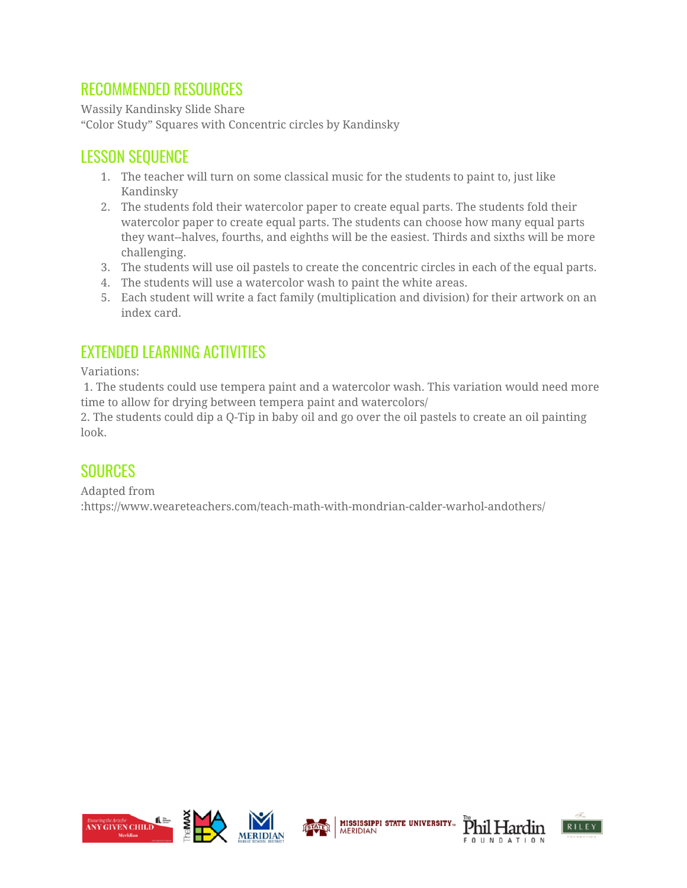## RECOMMENDED RESOURCES

Wassily Kandinsky Slide Share
"Color Study" Squares with Concentric circles by Kandinsky

## LESSON SEQUENCE

1. The teacher will turn on some classical music for the students to paint to, just like Kandinsky
2. The students fold their watercolor paper to create equal parts. The students fold their watercolor paper to create equal parts. The students can choose how many equal parts they want--halves, fourths, and eighths will be the easiest. Thirds and sixths will be more challenging.
3. The students will use oil pastels to create the concentric circles in each of the equal parts.
4. The students will use a watercolor wash to paint the white areas.
5. Each student will write a fact family (multiplication and division) for their artwork on an index card.

## EXTENDED LEARNING ACTIVITIES

Variations:

1. The students could use tempera paint and a watercolor wash. This variation would need more time to allow for drying between tempera paint and watercolors/
2. The students could dip a Q-Tip in baby oil and go over the oil pastels to create an oil painting look.

## SOURCES

Adapted from
:https://www.weareteachers.com/teach-math-with-mondrian-calder-warhol-andothers/